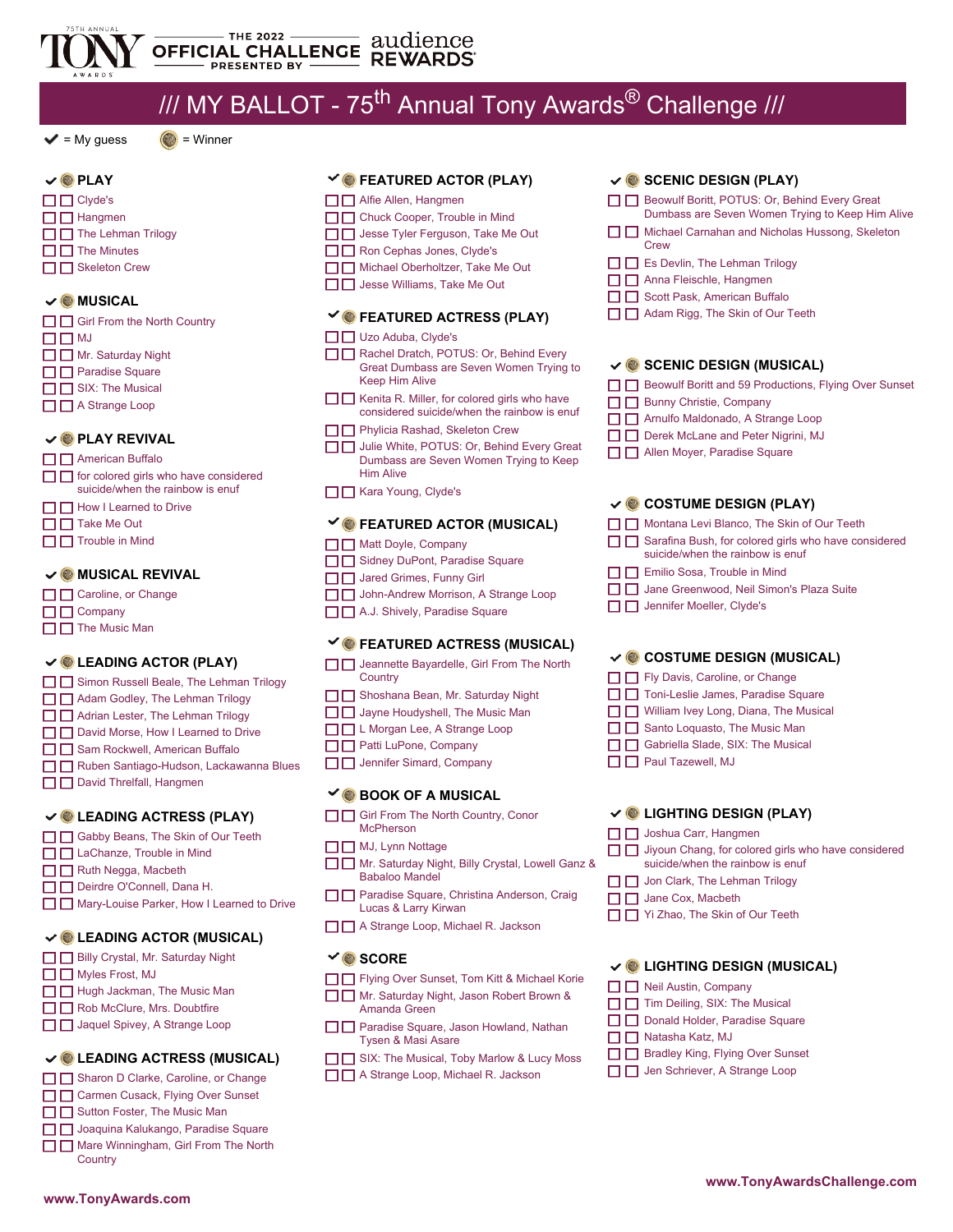75TH ANNUAL TONY AWARDS — THE 2022 OFFICIAL CHALLENGE PRESENTED BY audience REWARDS

# /// MY BALLOT - 75th Annual Tony Awards® Challenge ///

✔ = My guess    = Winner

## PLAY
- ☐ ☐ Clyde's
- ☐ ☐ Hangmen
- ☐ ☐ The Lehman Trilogy
- ☐ ☐ The Minutes
- ☐ ☐ Skeleton Crew

## MUSICAL
- ☐ ☐ Girl From the North Country
- ☐ ☐ MJ
- ☐ ☐ Mr. Saturday Night
- ☐ ☐ Paradise Square
- ☐ ☐ SIX: The Musical
- ☐ ☐ A Strange Loop

## PLAY REVIVAL
- ☐ ☐ American Buffalo
- ☐ ☐ for colored girls who have considered suicide/when the rainbow is enuf
- ☐ ☐ How I Learned to Drive
- ☐ ☐ Take Me Out
- ☐ ☐ Trouble in Mind

## MUSICAL REVIVAL
- ☐ ☐ Caroline, or Change
- ☐ ☐ Company
- ☐ ☐ The Music Man

## LEADING ACTOR (PLAY)
- ☐ ☐ Simon Russell Beale, The Lehman Trilogy
- ☐ ☐ Adam Godley, The Lehman Trilogy
- ☐ ☐ Adrian Lester, The Lehman Trilogy
- ☐ ☐ David Morse, How I Learned to Drive
- ☐ ☐ Sam Rockwell, American Buffalo
- ☐ ☐ Ruben Santiago-Hudson, Lackawanna Blues
- ☐ ☐ David Threlfall, Hangmen

## LEADING ACTRESS (PLAY)
- ☐ ☐ Gabby Beans, The Skin of Our Teeth
- ☐ ☐ LaChanze, Trouble in Mind
- ☐ ☐ Ruth Negga, Macbeth
- ☐ ☐ Deirdre O'Connell, Dana H.
- ☐ ☐ Mary-Louise Parker, How I Learned to Drive

## LEADING ACTOR (MUSICAL)
- ☐ ☐ Billy Crystal, Mr. Saturday Night
- ☐ ☐ Myles Frost, MJ
- ☐ ☐ Hugh Jackman, The Music Man
- ☐ ☐ Rob McClure, Mrs. Doubtfire
- ☐ ☐ Jaquel Spivey, A Strange Loop

## LEADING ACTRESS (MUSICAL)
- ☐ ☐ Sharon D Clarke, Caroline, or Change
- ☐ ☐ Carmen Cusack, Flying Over Sunset
- ☐ ☐ Sutton Foster, The Music Man
- ☐ ☐ Joaquina Kalukango, Paradise Square
- ☐ ☐ Mare Winningham, Girl From The North Country

## FEATURED ACTOR (PLAY)
- ☐ ☐ Alfie Allen, Hangmen
- ☐ ☐ Chuck Cooper, Trouble in Mind
- ☐ ☐ Jesse Tyler Ferguson, Take Me Out
- ☐ ☐ Ron Cephas Jones, Clyde's
- ☐ ☐ Michael Oberholtzer, Take Me Out
- ☐ ☐ Jesse Williams, Take Me Out

## FEATURED ACTRESS (PLAY)
- ☐ ☐ Uzo Aduba, Clyde's
- ☐ ☐ Rachel Dratch, POTUS: Or, Behind Every Great Dumbass are Seven Women Trying to Keep Him Alive
- ☐ ☐ Kenita R. Miller, for colored girls who have considered suicide/when the rainbow is enuf
- ☐ ☐ Phylicia Rashad, Skeleton Crew
- ☐ ☐ Julie White, POTUS: Or, Behind Every Great Dumbass are Seven Women Trying to Keep Him Alive
- ☐ ☐ Kara Young, Clyde's

## FEATURED ACTOR (MUSICAL)
- ☐ ☐ Matt Doyle, Company
- ☐ ☐ Sidney DuPont, Paradise Square
- ☐ ☐ Jared Grimes, Funny Girl
- ☐ ☐ John-Andrew Morrison, A Strange Loop
- ☐ ☐ A.J. Shively, Paradise Square

## FEATURED ACTRESS (MUSICAL)
- ☐ ☐ Jeannette Bayardelle, Girl From The North Country
- ☐ ☐ Shoshana Bean, Mr. Saturday Night
- ☐ ☐ Jayne Houdyshell, The Music Man
- ☐ ☐ L Morgan Lee, A Strange Loop
- ☐ ☐ Patti LuPone, Company
- ☐ ☐ Jennifer Simard, Company

## BOOK OF A MUSICAL
- ☐ ☐ Girl From The North Country, Conor McPherson
- ☐ ☐ MJ, Lynn Nottage
- ☐ ☐ Mr. Saturday Night, Billy Crystal, Lowell Ganz & Babaloo Mandel
- ☐ ☐ Paradise Square, Christina Anderson, Craig Lucas & Larry Kirwan
- ☐ ☐ A Strange Loop, Michael R. Jackson

## SCORE
- ☐ ☐ Flying Over Sunset, Tom Kitt & Michael Korie
- ☐ ☐ Mr. Saturday Night, Jason Robert Brown & Amanda Green
- ☐ ☐ Paradise Square, Jason Howland, Nathan Tysen & Masi Asare
- ☐ ☐ SIX: The Musical, Toby Marlow & Lucy Moss
- ☐ ☐ A Strange Loop, Michael R. Jackson

## SCENIC DESIGN (PLAY)
- ☐ ☐ Beowulf Boritt, POTUS: Or, Behind Every Great Dumbass are Seven Women Trying to Keep Him Alive
- ☐ ☐ Michael Carnahan and Nicholas Hussong, Skeleton Crew
- ☐ ☐ Es Devlin, The Lehman Trilogy
- ☐ ☐ Anna Fleischle, Hangmen
- ☐ ☐ Scott Pask, American Buffalo
- ☐ ☐ Adam Rigg, The Skin of Our Teeth

## SCENIC DESIGN (MUSICAL)
- ☐ ☐ Beowulf Boritt and 59 Productions, Flying Over Sunset
- ☐ ☐ Bunny Christie, Company
- ☐ ☐ Arnulfo Maldonado, A Strange Loop
- ☐ ☐ Derek McLane and Peter Nigrini, MJ
- ☐ ☐ Allen Moyer, Paradise Square

## COSTUME DESIGN (PLAY)
- ☐ ☐ Montana Levi Blanco, The Skin of Our Teeth
- ☐ ☐ Sarafina Bush, for colored girls who have considered suicide/when the rainbow is enuf
- ☐ ☐ Emilio Sosa, Trouble in Mind
- ☐ ☐ Jane Greenwood, Neil Simon's Plaza Suite
- ☐ ☐ Jennifer Moeller, Clyde's

## COSTUME DESIGN (MUSICAL)
- ☐ ☐ Fly Davis, Caroline, or Change
- ☐ ☐ Toni-Leslie James, Paradise Square
- ☐ ☐ William Ivey Long, Diana, The Musical
- ☐ ☐ Santo Loquasto, The Music Man
- ☐ ☐ Gabriella Slade, SIX: The Musical
- ☐ ☐ Paul Tazewell, MJ

## LIGHTING DESIGN (PLAY)
- ☐ ☐ Joshua Carr, Hangmen
- ☐ ☐ Jiyoun Chang, for colored girls who have considered suicide/when the rainbow is enuf
- ☐ ☐ Jon Clark, The Lehman Trilogy
- ☐ ☐ Jane Cox, Macbeth
- ☐ ☐ Yi Zhao, The Skin of Our Teeth

## LIGHTING DESIGN (MUSICAL)
- ☐ ☐ Neil Austin, Company
- ☐ ☐ Tim Deiling, SIX: The Musical
- ☐ ☐ Donald Holder, Paradise Square
- ☐ ☐ Natasha Katz, MJ
- ☐ ☐ Bradley King, Flying Over Sunset
- ☐ ☐ Jen Schriever, A Strange Loop

www.TonyAwards.com

www.TonyAwardsChallenge.com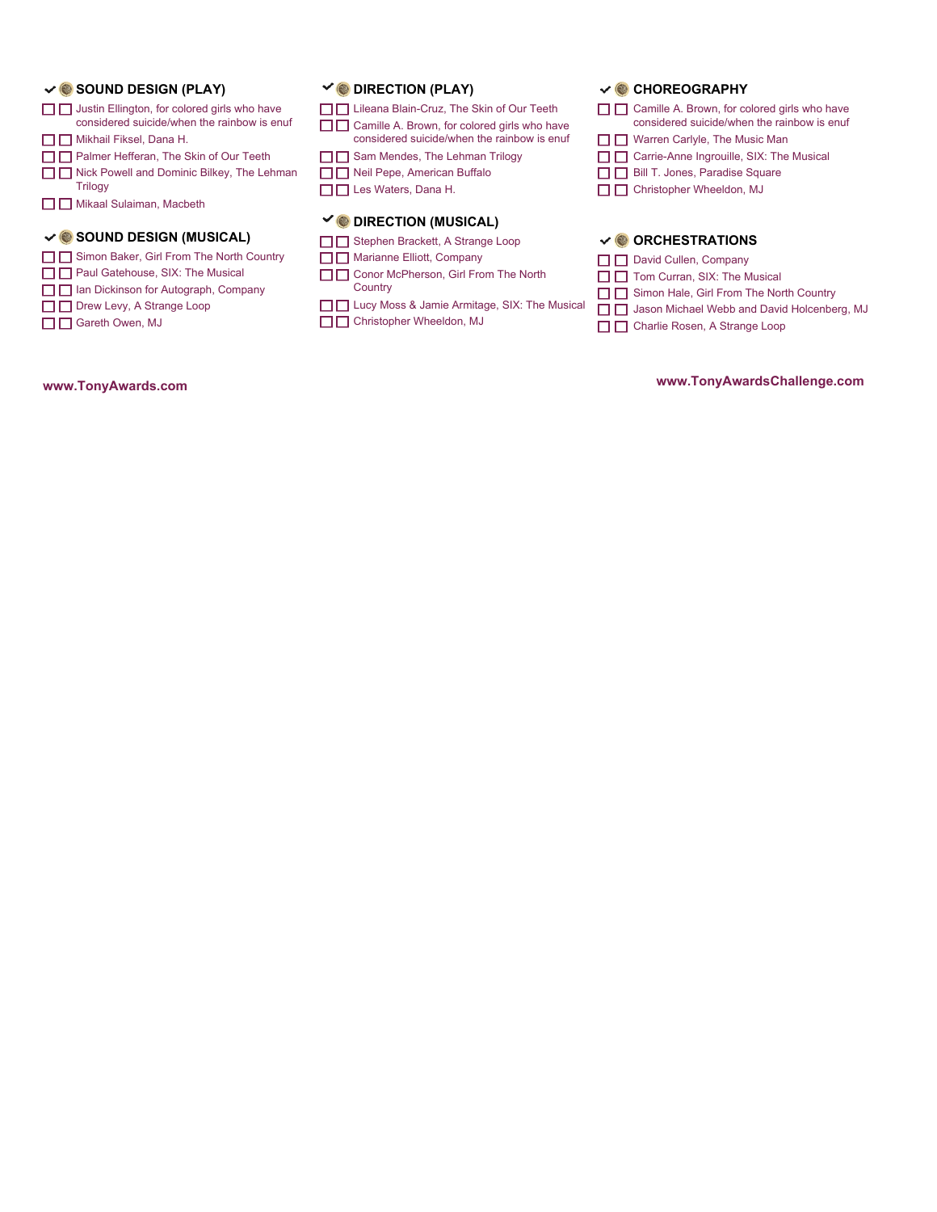## SOUND DESIGN (PLAY)

- ☐ ☐ Justin Ellington, for colored girls who have considered suicide/when the rainbow is enuf
- ☐ ☐ Mikhail Fiksel, Dana H.
- ☐ ☐ Palmer Hefferan, The Skin of Our Teeth
- ☐ ☐ Nick Powell and Dominic Bilkey, The Lehman Trilogy
- ☐ ☐ Mikaal Sulaiman, Macbeth

## SOUND DESIGN (MUSICAL)

- ☐ ☐ Simon Baker, Girl From The North Country
- ☐ ☐ Paul Gatehouse, SIX: The Musical
- ☐ ☐ Ian Dickinson for Autograph, Company
- ☐ ☐ Drew Levy, A Strange Loop
- ☐ ☐ Gareth Owen, MJ

## DIRECTION (PLAY)

- ☐ ☐ Lileana Blain-Cruz, The Skin of Our Teeth
- ☐ ☐ Camille A. Brown, for colored girls who have considered suicide/when the rainbow is enuf
- ☐ ☐ Sam Mendes, The Lehman Trilogy
- ☐ ☐ Neil Pepe, American Buffalo
- ☐ ☐ Les Waters, Dana H.

## DIRECTION (MUSICAL)

- ☐ ☐ Stephen Brackett, A Strange Loop
- ☐ ☐ Marianne Elliott, Company
- ☐ ☐ Conor McPherson, Girl From The North Country
- ☐ ☐ Lucy Moss & Jamie Armitage, SIX: The Musical
- ☐ ☐ Christopher Wheeldon, MJ

## CHOREOGRAPHY

- ☐ ☐ Camille A. Brown, for colored girls who have considered suicide/when the rainbow is enuf
- ☐ ☐ Warren Carlyle, The Music Man
- ☐ ☐ Carrie-Anne Ingrouille, SIX: The Musical
- ☐ ☐ Bill T. Jones, Paradise Square
- ☐ ☐ Christopher Wheeldon, MJ

## ORCHESTRATIONS

- ☐ ☐ David Cullen, Company
- ☐ ☐ Tom Curran, SIX: The Musical
- ☐ ☐ Simon Hale, Girl From The North Country
- ☐ ☐ Jason Michael Webb and David Holcenberg, MJ
- ☐ ☐ Charlie Rosen, A Strange Loop

**www.TonyAwards.com**

**www.TonyAwardsChallenge.com**